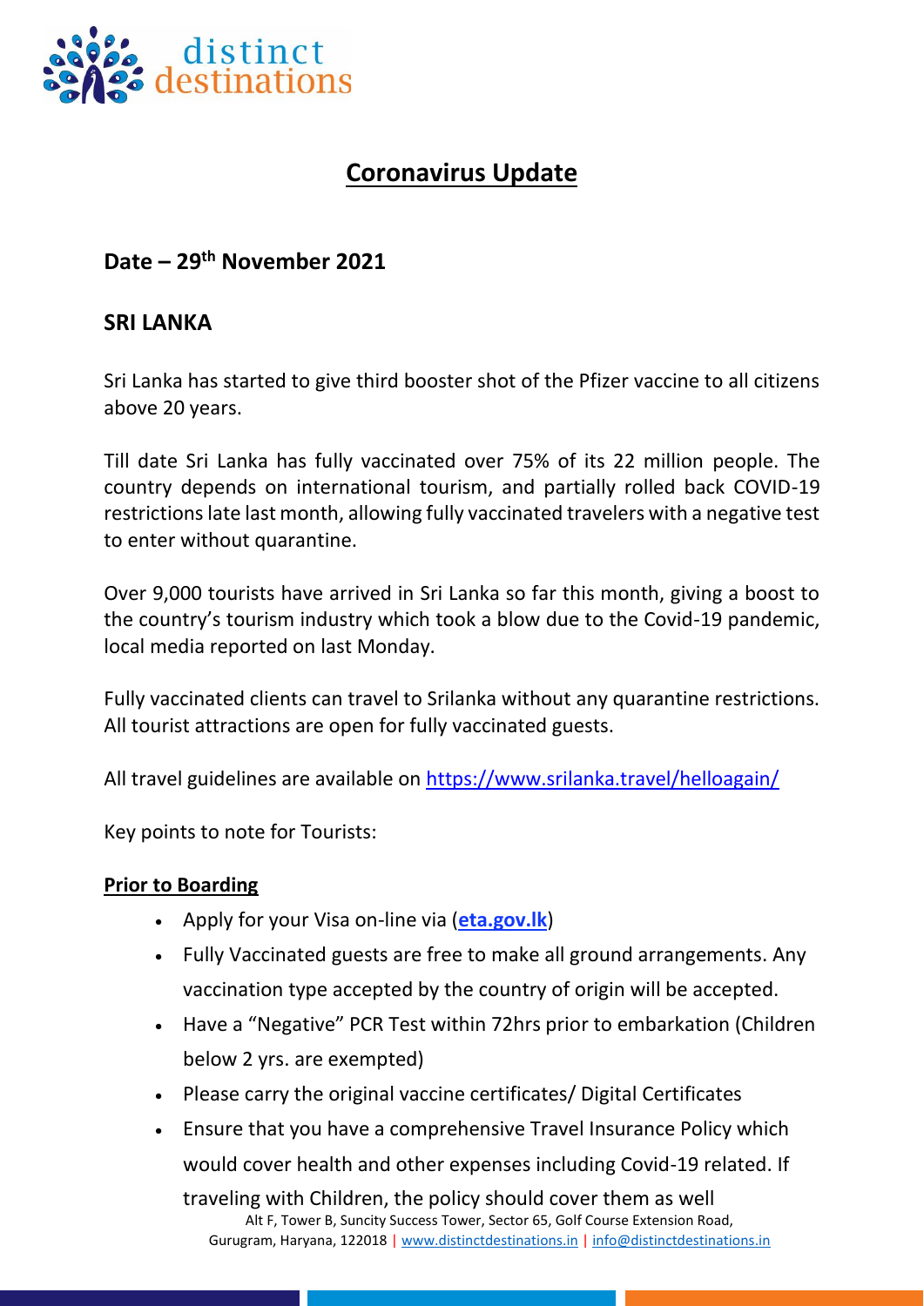# Coronavirus Update

## Date – 29th November 2021

## SRI LANKA

Sri Lanka has started to give third booster shot of the Pfizer vaccine to all citizens above 20 years.

Till date Sri Lanka has fully vaccinated over 75% of its 22 million people. The country depends on international tourism, and partially rolled back COVID-19 restrictions late last month, allowing fully vaccinated travelers with a negative test to enter without quarantine.

Over 9,000 tourists have arrived in Sri Lanka so far this month, giving a boost to the country's tourism industry which took a blow due to the Covid-19 pandemic, local media reported on last Monday.

Fully vaccinated clients can travel to Srilanka without any quarantine restrictions. All tourist attractions are open for fully vaccinated guests.

All travel guidelines are available on https://www.srilanka.travel/helloagain/

Key points to note for Tourists:

**Prior to Boarding**

- Apply for your Visa on-line via (**eta.gov.lk**)
- Fully Vaccinated guests are free to make all ground arrangements. Any vaccination type accepted by the country of origin will be accepted.
- Have a "Negative" PCR Test within 72hrs prior to embarkation (Children below 2 yrs. are exempted)
- Please carry the original vaccine certificates/ Digital Certificates
- Ensure that you have a comprehensive Travel Insurance Policy which would cover health and other expenses including Covid-19 related. If traveling with Children, the policy should cover them as well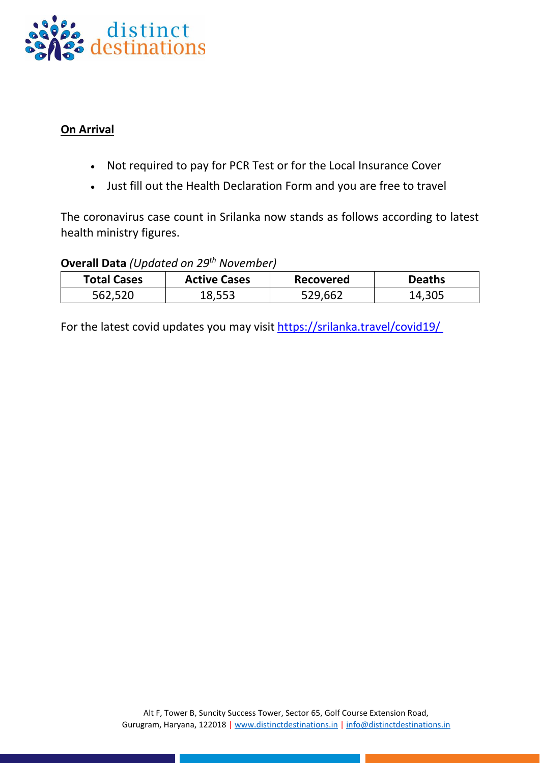**On Arrival**

- Not required to pay for PCR Test or for the Local Insurance Cover
- Just fill out the Health Declaration Form and you are free to travel

The coronavirus case count in Srilanka now stands as follows according to latest health ministry figures.

**Overall Data** *(Updated on 29th November)*

| Total Cases | Active Cases | Recovered | Deaths |
|---|---|---|---|
| 562,520 | 18,553 | 529,662 | 14,305 |

For the latest covid updates you may visit https://srilanka.travel/covid19/

Alt F, Tower B, Suncity Success Tower, Sector 65, Golf Course Extension Road, Gurugram, Haryana, 122018 | www.distinctdestinations.in | info@distinctdestinations.in